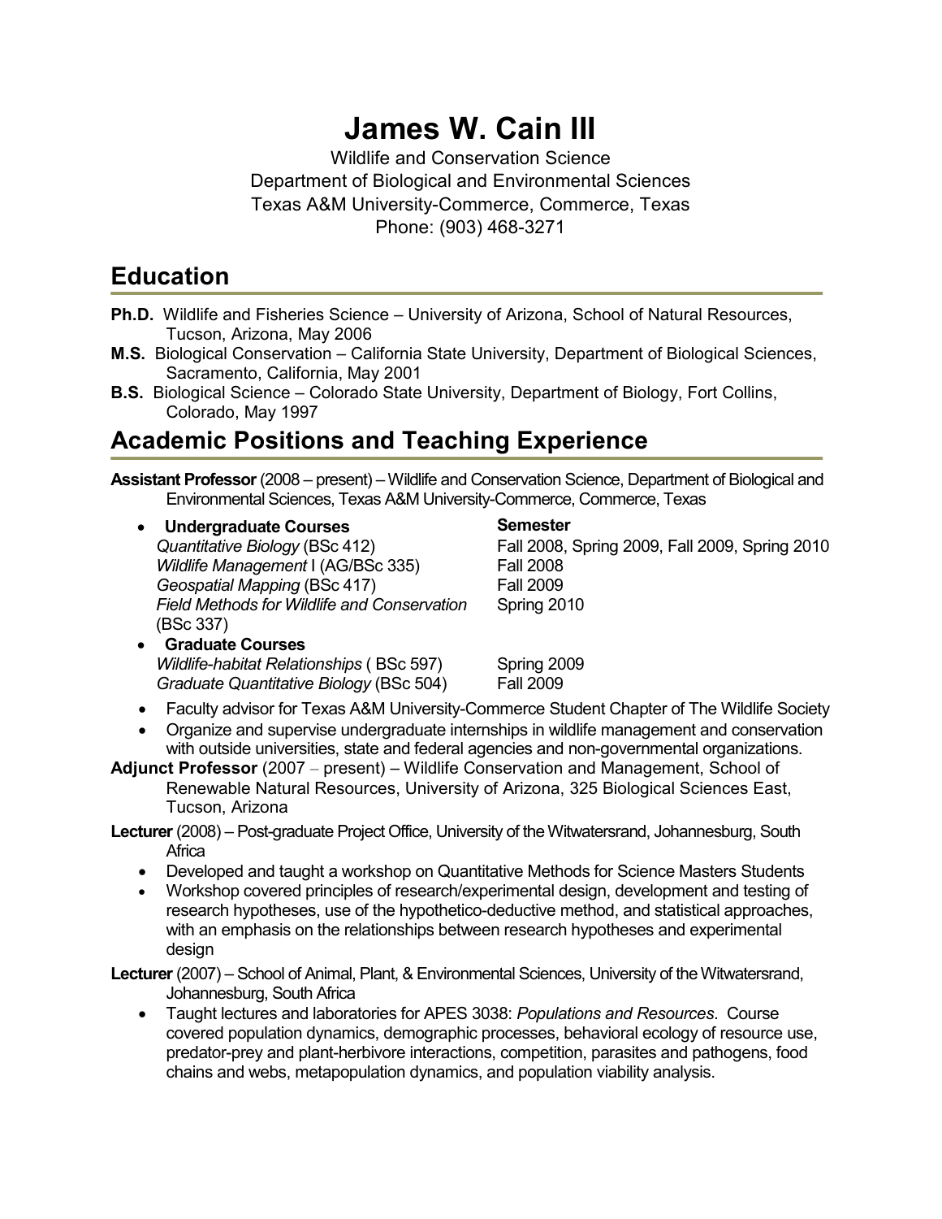# James W. Cain III

Wildlife and Conservation Science
Department of Biological and Environmental Sciences
Texas A&M University-Commerce, Commerce, Texas
Phone: (903) 468-3271

## Education

**Ph.D.** Wildlife and Fisheries Science – University of Arizona, School of Natural Resources, Tucson, Arizona, May 2006

**M.S.** Biological Conservation – California State University, Department of Biological Sciences, Sacramento, California, May 2001

**B.S.** Biological Science – Colorado State University, Department of Biology, Fort Collins, Colorado, May 1997

## Academic Positions and Teaching Experience

**Assistant Professor** (2008 – present) – Wildlife and Conservation Science, Department of Biological and Environmental Sciences, Texas A&M University-Commerce, Commerce, Texas

| **Undergraduate Courses** | **Semester** |
| --- | --- |
| *Quantitative Biology* (BSc 412) | Fall 2008, Spring 2009, Fall 2009, Spring 2010 |
| *Wildlife Management* I (AG/BSc 335) | Fall 2008 |
| *Geospatial Mapping* (BSc 417) | Fall 2009 |
| *Field Methods for Wildlife and Conservation* (BSc 337) | Spring 2010 |
| **Graduate Courses** | |
| *Wildlife-habitat Relationships* ( BSc 597) | Spring 2009 |
| *Graduate Quantitative Biology* (BSc 504) | Fall 2009 |

- Faculty advisor for Texas A&M University-Commerce Student Chapter of The Wildlife Society
- Organize and supervise undergraduate internships in wildlife management and conservation with outside universities, state and federal agencies and non-governmental organizations.

**Adjunct Professor** (2007 – present) – Wildlife Conservation and Management, School of Renewable Natural Resources, University of Arizona, 325 Biological Sciences East, Tucson, Arizona

**Lecturer** (2008) – Post-graduate Project Office, University of the Witwatersrand, Johannesburg, South Africa

- Developed and taught a workshop on Quantitative Methods for Science Masters Students
- Workshop covered principles of research/experimental design, development and testing of research hypotheses, use of the hypothetico-deductive method, and statistical approaches, with an emphasis on the relationships between research hypotheses and experimental design

**Lecturer** (2007) – School of Animal, Plant, & Environmental Sciences, University of the Witwatersrand, Johannesburg, South Africa

- Taught lectures and laboratories for APES 3038: *Populations and Resources*. Course covered population dynamics, demographic processes, behavioral ecology of resource use, predator-prey and plant-herbivore interactions, competition, parasites and pathogens, food chains and webs, metapopulation dynamics, and population viability analysis.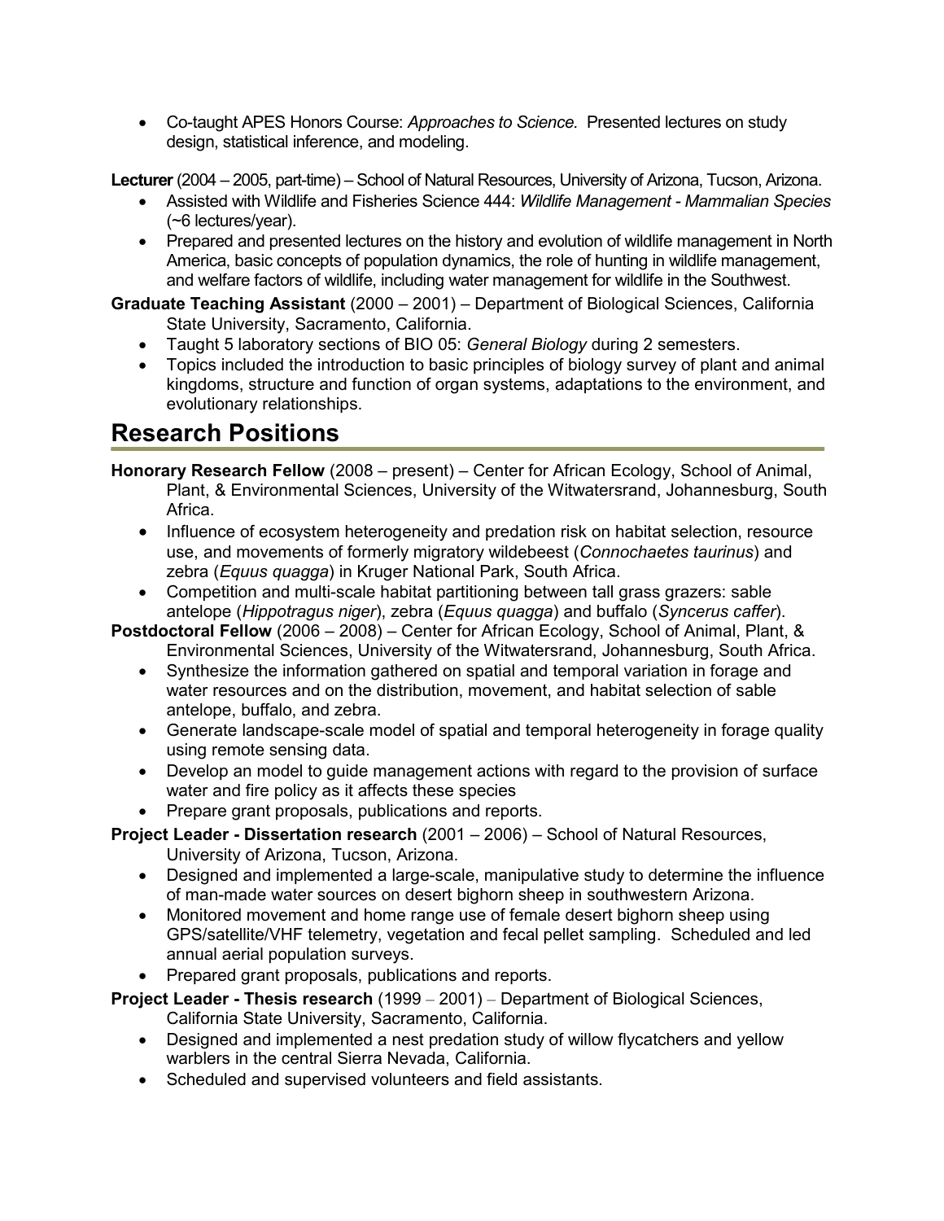- Co-taught APES Honors Course: *Approaches to Science.* Presented lectures on study design, statistical inference, and modeling.

**Lecturer** (2004 – 2005, part-time) – School of Natural Resources, University of Arizona, Tucson, Arizona.

- Assisted with Wildlife and Fisheries Science 444: *Wildlife Management - Mammalian Species* (~6 lectures/year).
- Prepared and presented lectures on the history and evolution of wildlife management in North America, basic concepts of population dynamics, the role of hunting in wildlife management, and welfare factors of wildlife, including water management for wildlife in the Southwest.

**Graduate Teaching Assistant** (2000 – 2001) – Department of Biological Sciences, California State University, Sacramento, California.

- Taught 5 laboratory sections of BIO 05: *General Biology* during 2 semesters.
- Topics included the introduction to basic principles of biology survey of plant and animal kingdoms, structure and function of organ systems, adaptations to the environment, and evolutionary relationships.

# Research Positions

**Honorary Research Fellow** (2008 – present) – Center for African Ecology, School of Animal, Plant, & Environmental Sciences, University of the Witwatersrand, Johannesburg, South Africa.

- Influence of ecosystem heterogeneity and predation risk on habitat selection, resource use, and movements of formerly migratory wildebeest (*Connochaetes taurinus*) and zebra (*Equus quagga*) in Kruger National Park, South Africa.
- Competition and multi-scale habitat partitioning between tall grass grazers: sable antelope (*Hippotragus niger*), zebra (*Equus quagga*) and buffalo (*Syncerus caffer*).

**Postdoctoral Fellow** (2006 – 2008) – Center for African Ecology, School of Animal, Plant, & Environmental Sciences, University of the Witwatersrand, Johannesburg, South Africa.

- Synthesize the information gathered on spatial and temporal variation in forage and water resources and on the distribution, movement, and habitat selection of sable antelope, buffalo, and zebra.
- Generate landscape-scale model of spatial and temporal heterogeneity in forage quality using remote sensing data.
- Develop an model to guide management actions with regard to the provision of surface water and fire policy as it affects these species
- Prepare grant proposals, publications and reports.

**Project Leader - Dissertation research** (2001 – 2006) – School of Natural Resources, University of Arizona, Tucson, Arizona.

- Designed and implemented a large-scale, manipulative study to determine the influence of man-made water sources on desert bighorn sheep in southwestern Arizona.
- Monitored movement and home range use of female desert bighorn sheep using GPS/satellite/VHF telemetry, vegetation and fecal pellet sampling. Scheduled and led annual aerial population surveys.
- Prepared grant proposals, publications and reports.

**Project Leader - Thesis research** (1999 – 2001) – Department of Biological Sciences, California State University, Sacramento, California.

- Designed and implemented a nest predation study of willow flycatchers and yellow warblers in the central Sierra Nevada, California.
- Scheduled and supervised volunteers and field assistants.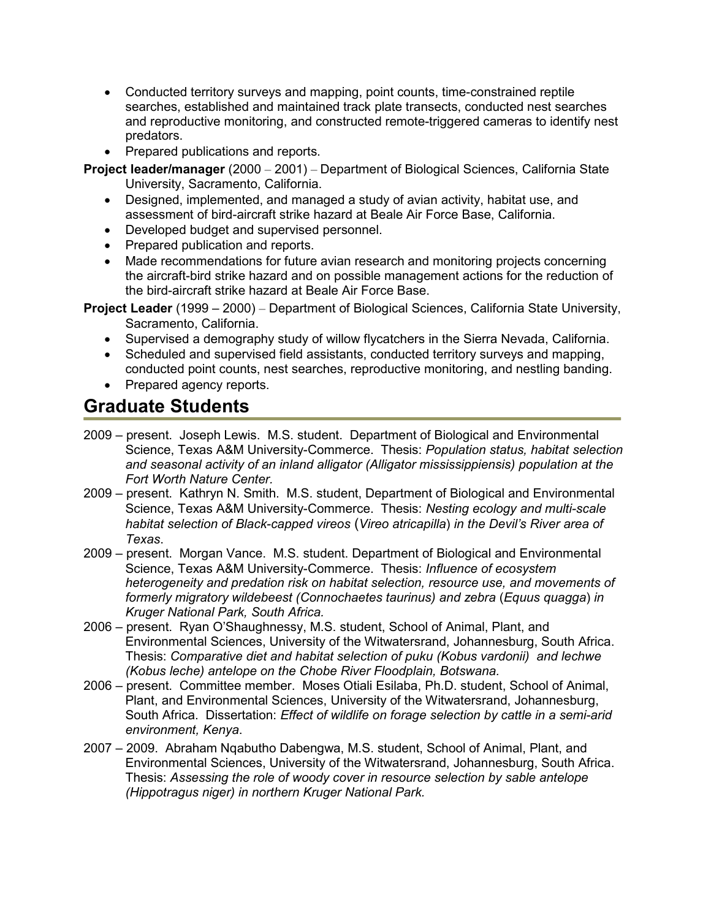- Conducted territory surveys and mapping, point counts, time-constrained reptile searches, established and maintained track plate transects, conducted nest searches and reproductive monitoring, and constructed remote-triggered cameras to identify nest predators.
- Prepared publications and reports.

**Project leader/manager** (2000 – 2001) – Department of Biological Sciences, California State University, Sacramento, California.

- Designed, implemented, and managed a study of avian activity, habitat use, and assessment of bird-aircraft strike hazard at Beale Air Force Base, California.
- Developed budget and supervised personnel.
- Prepared publication and reports.
- Made recommendations for future avian research and monitoring projects concerning the aircraft-bird strike hazard and on possible management actions for the reduction of the bird-aircraft strike hazard at Beale Air Force Base.

**Project Leader** (1999 – 2000) – Department of Biological Sciences, California State University, Sacramento, California.

- Supervised a demography study of willow flycatchers in the Sierra Nevada, California.
- Scheduled and supervised field assistants, conducted territory surveys and mapping, conducted point counts, nest searches, reproductive monitoring, and nestling banding.
- Prepared agency reports.

## Graduate Students

2009 – present. Joseph Lewis. M.S. student. Department of Biological and Environmental Science, Texas A&M University-Commerce. Thesis: *Population status, habitat selection and seasonal activity of an inland alligator (Alligator mississippiensis) population at the Fort Worth Nature Center.*

2009 – present. Kathryn N. Smith. M.S. student, Department of Biological and Environmental Science, Texas A&M University-Commerce. Thesis: *Nesting ecology and multi-scale habitat selection of Black-capped vireos* (*Vireo atricapilla*) *in the Devil's River area of Texas*.

2009 – present. Morgan Vance. M.S. student. Department of Biological and Environmental Science, Texas A&M University-Commerce. Thesis: *Influence of ecosystem heterogeneity and predation risk on habitat selection, resource use, and movements of formerly migratory wildebeest (Connochaetes taurinus) and zebra* (*Equus quagga*) *in Kruger National Park, South Africa.*

2006 – present. Ryan O'Shaughnessy, M.S. student, School of Animal, Plant, and Environmental Sciences, University of the Witwatersrand, Johannesburg, South Africa. Thesis: *Comparative diet and habitat selection of puku (Kobus vardonii) and lechwe (Kobus leche) antelope on the Chobe River Floodplain, Botswana.*

2006 – present. Committee member. Moses Otiali Esilaba, Ph.D. student, School of Animal, Plant, and Environmental Sciences, University of the Witwatersrand, Johannesburg, South Africa. Dissertation: *Effect of wildlife on forage selection by cattle in a semi-arid environment, Kenya*.

2007 – 2009. Abraham Nqabutho Dabengwa, M.S. student, School of Animal, Plant, and Environmental Sciences, University of the Witwatersrand, Johannesburg, South Africa. Thesis: *Assessing the role of woody cover in resource selection by sable antelope (Hippotragus niger) in northern Kruger National Park.*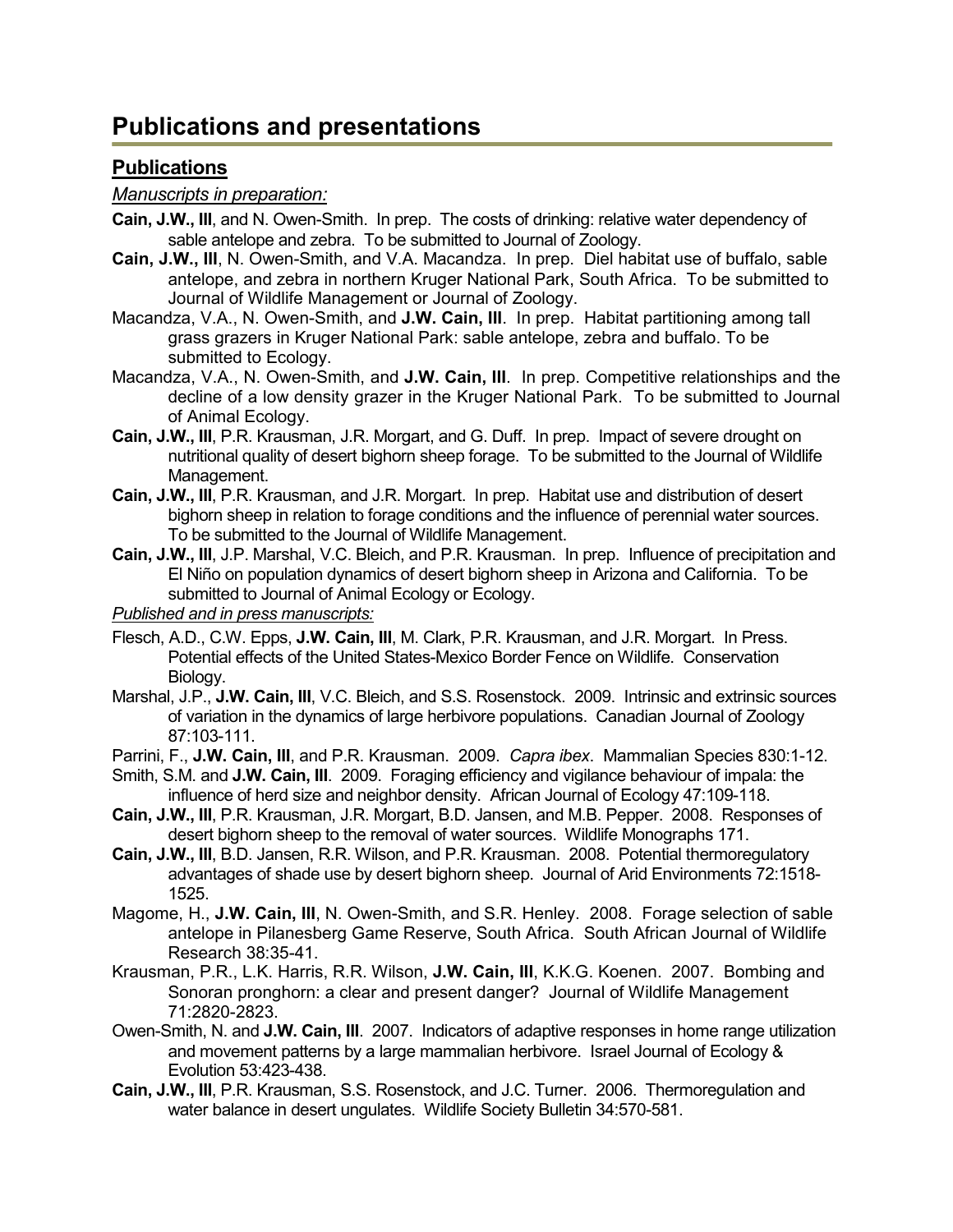# Publications and presentations

## Publications

*Manuscripts in preparation:*

**Cain, J.W., III**, and N. Owen-Smith. In prep. The costs of drinking: relative water dependency of sable antelope and zebra. To be submitted to Journal of Zoology.

**Cain, J.W., III**, N. Owen-Smith, and V.A. Macandza. In prep. Diel habitat use of buffalo, sable antelope, and zebra in northern Kruger National Park, South Africa. To be submitted to Journal of Wildlife Management or Journal of Zoology.

Macandza, V.A., N. Owen-Smith, and **J.W. Cain, III**. In prep. Habitat partitioning among tall grass grazers in Kruger National Park: sable antelope, zebra and buffalo. To be submitted to Ecology.

Macandza, V.A., N. Owen-Smith, and **J.W. Cain, III**. In prep. Competitive relationships and the decline of a low density grazer in the Kruger National Park. To be submitted to Journal of Animal Ecology.

**Cain, J.W., III**, P.R. Krausman, J.R. Morgart, and G. Duff. In prep. Impact of severe drought on nutritional quality of desert bighorn sheep forage. To be submitted to the Journal of Wildlife Management.

**Cain, J.W., III**, P.R. Krausman, and J.R. Morgart. In prep. Habitat use and distribution of desert bighorn sheep in relation to forage conditions and the influence of perennial water sources. To be submitted to the Journal of Wildlife Management.

**Cain, J.W., III**, J.P. Marshal, V.C. Bleich, and P.R. Krausman. In prep. Influence of precipitation and El Niño on population dynamics of desert bighorn sheep in Arizona and California. To be submitted to Journal of Animal Ecology or Ecology.

*Published and in press manuscripts:*

Flesch, A.D., C.W. Epps, **J.W. Cain, III**, M. Clark, P.R. Krausman, and J.R. Morgart. In Press. Potential effects of the United States-Mexico Border Fence on Wildlife. Conservation Biology.

Marshal, J.P., **J.W. Cain, III**, V.C. Bleich, and S.S. Rosenstock. 2009. Intrinsic and extrinsic sources of variation in the dynamics of large herbivore populations. Canadian Journal of Zoology 87:103-111.

Parrini, F., **J.W. Cain, III**, and P.R. Krausman. 2009. *Capra ibex*. Mammalian Species 830:1-12.

Smith, S.M. and **J.W. Cain, III**. 2009. Foraging efficiency and vigilance behaviour of impala: the influence of herd size and neighbor density. African Journal of Ecology 47:109-118.

**Cain, J.W., III**, P.R. Krausman, J.R. Morgart, B.D. Jansen, and M.B. Pepper. 2008. Responses of desert bighorn sheep to the removal of water sources. Wildlife Monographs 171.

**Cain, J.W., III**, B.D. Jansen, R.R. Wilson, and P.R. Krausman. 2008. Potential thermoregulatory advantages of shade use by desert bighorn sheep. Journal of Arid Environments 72:1518-1525.

Magome, H., **J.W. Cain, III**, N. Owen-Smith, and S.R. Henley. 2008. Forage selection of sable antelope in Pilanesberg Game Reserve, South Africa. South African Journal of Wildlife Research 38:35-41.

Krausman, P.R., L.K. Harris, R.R. Wilson, **J.W. Cain, III**, K.K.G. Koenen. 2007. Bombing and Sonoran pronghorn: a clear and present danger? Journal of Wildlife Management 71:2820-2823.

Owen-Smith, N. and **J.W. Cain, III**. 2007. Indicators of adaptive responses in home range utilization and movement patterns by a large mammalian herbivore. Israel Journal of Ecology & Evolution 53:423-438.

**Cain, J.W., III**, P.R. Krausman, S.S. Rosenstock, and J.C. Turner. 2006. Thermoregulation and water balance in desert ungulates. Wildlife Society Bulletin 34:570-581.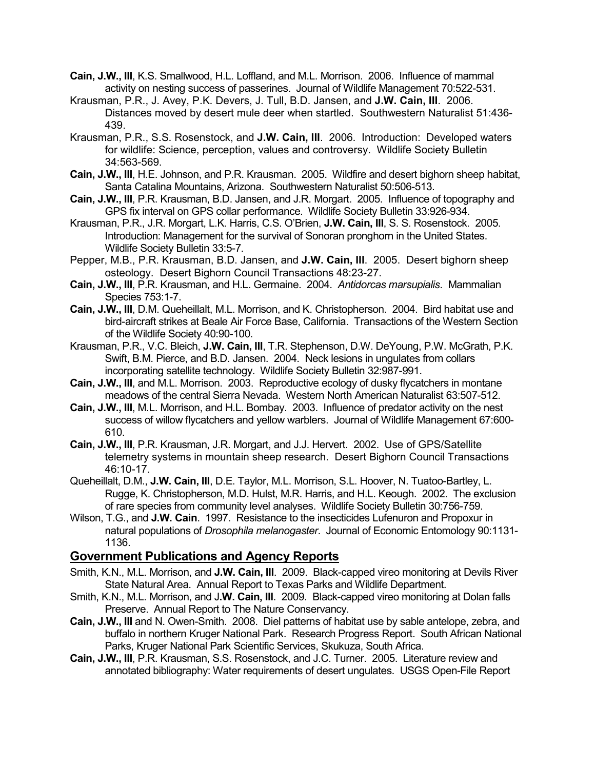**Cain, J.W., III**, K.S. Smallwood, H.L. Loffland, and M.L. Morrison. 2006. Influence of mammal activity on nesting success of passerines. Journal of Wildlife Management 70:522-531.

Krausman, P.R., J. Avey, P.K. Devers, J. Tull, B.D. Jansen, and **J.W. Cain, III**. 2006. Distances moved by desert mule deer when startled. Southwestern Naturalist 51:436-439.

Krausman, P.R., S.S. Rosenstock, and **J.W. Cain, III**. 2006. Introduction: Developed waters for wildlife: Science, perception, values and controversy. Wildlife Society Bulletin 34:563-569.

**Cain, J.W., III**, H.E. Johnson, and P.R. Krausman. 2005. Wildfire and desert bighorn sheep habitat, Santa Catalina Mountains, Arizona. Southwestern Naturalist 50:506-513.

**Cain, J.W., III**, P.R. Krausman, B.D. Jansen, and J.R. Morgart. 2005. Influence of topography and GPS fix interval on GPS collar performance. Wildlife Society Bulletin 33:926-934.

Krausman, P.R., J.R. Morgart, L.K. Harris, C.S. O'Brien, **J.W. Cain, III**, S. S. Rosenstock. 2005. Introduction: Management for the survival of Sonoran pronghorn in the United States. Wildlife Society Bulletin 33:5-7.

Pepper, M.B., P.R. Krausman, B.D. Jansen, and **J.W. Cain, III**. 2005. Desert bighorn sheep osteology. Desert Bighorn Council Transactions 48:23-27.

**Cain, J.W., III**, P.R. Krausman, and H.L. Germaine. 2004. *Antidorcas marsupialis*. Mammalian Species 753:1-7.

**Cain, J.W., III**, D.M. Queheillalt, M.L. Morrison, and K. Christopherson. 2004. Bird habitat use and bird-aircraft strikes at Beale Air Force Base, California. Transactions of the Western Section of the Wildlife Society 40:90-100.

Krausman, P.R., V.C. Bleich, **J.W. Cain, III**, T.R. Stephenson, D.W. DeYoung, P.W. McGrath, P.K. Swift, B.M. Pierce, and B.D. Jansen. 2004. Neck lesions in ungulates from collars incorporating satellite technology. Wildlife Society Bulletin 32:987-991.

**Cain, J.W., III**, and M.L. Morrison. 2003. Reproductive ecology of dusky flycatchers in montane meadows of the central Sierra Nevada. Western North American Naturalist 63:507-512.

**Cain, J.W., III**, M.L. Morrison, and H.L. Bombay. 2003. Influence of predator activity on the nest success of willow flycatchers and yellow warblers. Journal of Wildlife Management 67:600-610.

**Cain, J.W., III**, P.R. Krausman, J.R. Morgart, and J.J. Hervert. 2002. Use of GPS/Satellite telemetry systems in mountain sheep research. Desert Bighorn Council Transactions 46:10-17.

Queheillalt, D.M., **J.W. Cain, III**, D.E. Taylor, M.L. Morrison, S.L. Hoover, N. Tuatoo-Bartley, L. Rugge, K. Christopherson, M.D. Hulst, M.R. Harris, and H.L. Keough. 2002. The exclusion of rare species from community level analyses. Wildlife Society Bulletin 30:756-759.

Wilson, T.G., and **J.W. Cain**. 1997. Resistance to the insecticides Lufenuron and Propoxur in natural populations of *Drosophila melanogaster*. Journal of Economic Entomology 90:1131-1136.

## Government Publications and Agency Reports

Smith, K.N., M.L. Morrison, and **J.W. Cain, III**. 2009. Black-capped vireo monitoring at Devils River State Natural Area. Annual Report to Texas Parks and Wildlife Department.

Smith, K.N., M.L. Morrison, and J**.W. Cain, III**. 2009. Black-capped vireo monitoring at Dolan falls Preserve. Annual Report to The Nature Conservancy.

**Cain, J.W., III** and N. Owen-Smith. 2008. Diel patterns of habitat use by sable antelope, zebra, and buffalo in northern Kruger National Park. Research Progress Report. South African National Parks, Kruger National Park Scientific Services, Skukuza, South Africa.

**Cain, J.W., III**, P.R. Krausman, S.S. Rosenstock, and J.C. Turner. 2005. Literature review and annotated bibliography: Water requirements of desert ungulates. USGS Open-File Report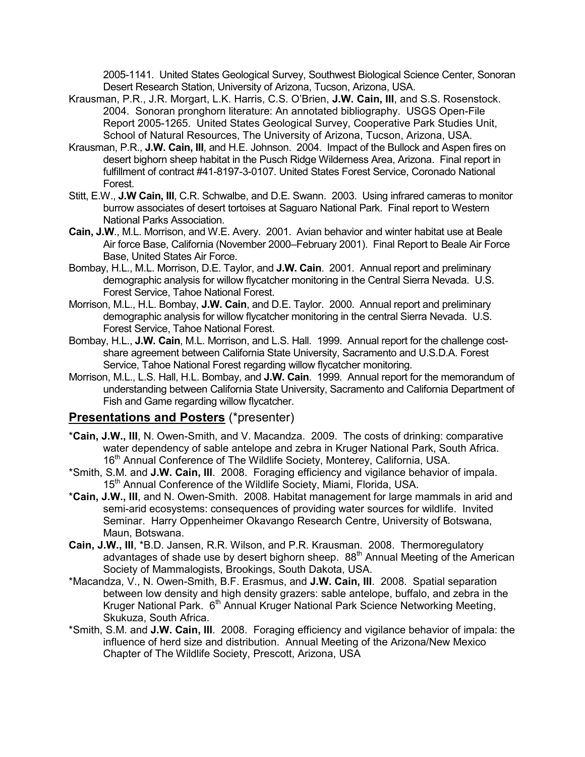2005-1141. United States Geological Survey, Southwest Biological Science Center, Sonoran Desert Research Station, University of Arizona, Tucson, Arizona, USA.

Krausman, P.R., J.R. Morgart, L.K. Harris, C.S. O'Brien, **J.W. Cain, III**, and S.S. Rosenstock. 2004. Sonoran pronghorn literature: An annotated bibliography. USGS Open-File Report 2005-1265. United States Geological Survey, Cooperative Park Studies Unit, School of Natural Resources, The University of Arizona, Tucson, Arizona, USA.

Krausman, P.R., **J.W. Cain, III**, and H.E. Johnson. 2004. Impact of the Bullock and Aspen fires on desert bighorn sheep habitat in the Pusch Ridge Wilderness Area, Arizona. Final report in fulfillment of contract #41-8197-3-0107. United States Forest Service, Coronado National Forest.

Stitt, E.W., **J.W Cain, III**, C.R. Schwalbe, and D.E. Swann. 2003. Using infrared cameras to monitor burrow associates of desert tortoises at Saguaro National Park. Final report to Western National Parks Association.

**Cain, J.W**., M.L. Morrison, and W.E. Avery. 2001. Avian behavior and winter habitat use at Beale Air force Base, California (November 2000–February 2001). Final Report to Beale Air Force Base, United States Air Force.

Bombay, H.L., M.L. Morrison, D.E. Taylor, and **J.W. Cain**. 2001. Annual report and preliminary demographic analysis for willow flycatcher monitoring in the Central Sierra Nevada. U.S. Forest Service, Tahoe National Forest.

Morrison, M.L., H.L. Bombay, **J.W. Cain**, and D.E. Taylor. 2000. Annual report and preliminary demographic analysis for willow flycatcher monitoring in the central Sierra Nevada. U.S. Forest Service, Tahoe National Forest.

Bombay, H.L., **J.W. Cain**, M.L. Morrison, and L.S. Hall. 1999. Annual report for the challenge cost-share agreement between California State University, Sacramento and U.S.D.A. Forest Service, Tahoe National Forest regarding willow flycatcher monitoring.

Morrison, M.L., L.S. Hall, H.L. Bombay, and **J.W. Cain**. 1999. Annual report for the memorandum of understanding between California State University, Sacramento and California Department of Fish and Game regarding willow flycatcher.

## **Presentations and Posters** (*presenter)

*__Cain, J.W., III__, N. Owen-Smith, and V. Macandza. 2009. The costs of drinking: comparative water dependency of sable antelope and zebra in Kruger National Park, South Africa. 16th Annual Conference of The Wildlife Society, Monterey, California, USA.

*Smith, S.M. and **J.W. Cain, III**. 2008. Foraging efficiency and vigilance behavior of impala. 15th Annual Conference of the Wildlife Society, Miami, Florida, USA.

*__Cain, J.W., III__, and N. Owen-Smith. 2008. Habitat management for large mammals in arid and semi-arid ecosystems: consequences of providing water sources for wildlife. Invited Seminar. Harry Oppenheimer Okavango Research Centre, University of Botswana, Maun, Botswana.

**Cain, J.W., III**, *B.D. Jansen, R.R. Wilson, and P.R. Krausman. 2008. Thermoregulatory advantages of shade use by desert bighorn sheep. 88th Annual Meeting of the American Society of Mammalogists, Brookings, South Dakota, USA.

*Macandza, V., N. Owen-Smith, B.F. Erasmus, and **J.W. Cain, III**. 2008. Spatial separation between low density and high density grazers: sable antelope, buffalo, and zebra in the Kruger National Park. 6th Annual Kruger National Park Science Networking Meeting, Skukuza, South Africa.

*Smith, S.M. and **J.W. Cain, III**. 2008. Foraging efficiency and vigilance behavior of impala: the influence of herd size and distribution. Annual Meeting of the Arizona/New Mexico Chapter of The Wildlife Society, Prescott, Arizona, USA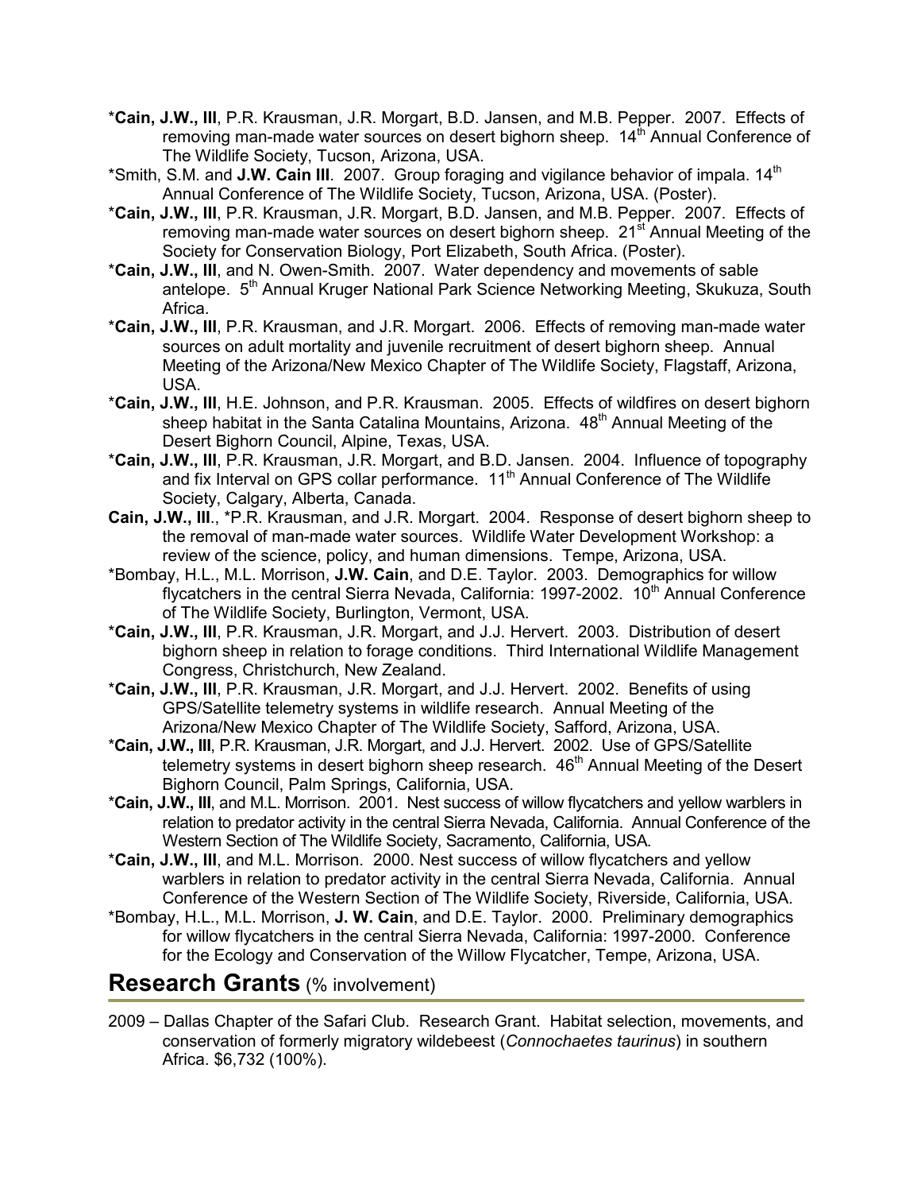- *__Cain, J.W., III__, P.R. Krausman, J.R. Morgart, B.D. Jansen, and M.B. Pepper. 2007. Effects of removing man-made water sources on desert bighorn sheep. 14th Annual Conference of The Wildlife Society, Tucson, Arizona, USA.
- *Smith, S.M. and **J.W. Cain III**. 2007. Group foraging and vigilance behavior of impala. 14th Annual Conference of The Wildlife Society, Tucson, Arizona, USA. (Poster).
- *__Cain, J.W., III__, P.R. Krausman, J.R. Morgart, B.D. Jansen, and M.B. Pepper. 2007. Effects of removing man-made water sources on desert bighorn sheep. 21st Annual Meeting of the Society for Conservation Biology, Port Elizabeth, South Africa. (Poster).
- *__Cain, J.W., III__, and N. Owen-Smith. 2007. Water dependency and movements of sable antelope. 5th Annual Kruger National Park Science Networking Meeting, Skukuza, South Africa.
- *__Cain, J.W., III__, P.R. Krausman, and J.R. Morgart. 2006. Effects of removing man-made water sources on adult mortality and juvenile recruitment of desert bighorn sheep. Annual Meeting of the Arizona/New Mexico Chapter of The Wildlife Society, Flagstaff, Arizona, USA.
- *__Cain, J.W., III__, H.E. Johnson, and P.R. Krausman. 2005. Effects of wildfires on desert bighorn sheep habitat in the Santa Catalina Mountains, Arizona. 48th Annual Meeting of the Desert Bighorn Council, Alpine, Texas, USA.
- *__Cain, J.W., III__, P.R. Krausman, J.R. Morgart, and B.D. Jansen. 2004. Influence of topography and fix Interval on GPS collar performance. 11th Annual Conference of The Wildlife Society, Calgary, Alberta, Canada.
- **Cain, J.W., III**., *P.R. Krausman, and J.R. Morgart. 2004. Response of desert bighorn sheep to the removal of man-made water sources. Wildlife Water Development Workshop: a review of the science, policy, and human dimensions. Tempe, Arizona, USA.
- *Bombay, H.L., M.L. Morrison, **J.W. Cain**, and D.E. Taylor. 2003. Demographics for willow flycatchers in the central Sierra Nevada, California: 1997-2002. 10th Annual Conference of The Wildlife Society, Burlington, Vermont, USA.
- *__Cain, J.W., III__, P.R. Krausman, J.R. Morgart, and J.J. Hervert. 2003. Distribution of desert bighorn sheep in relation to forage conditions. Third International Wildlife Management Congress, Christchurch, New Zealand.
- *__Cain, J.W., III__, P.R. Krausman, J.R. Morgart, and J.J. Hervert. 2002. Benefits of using GPS/Satellite telemetry systems in wildlife research. Annual Meeting of the Arizona/New Mexico Chapter of The Wildlife Society, Safford, Arizona, USA.
- *__Cain, J.W., III__, P.R. Krausman, J.R. Morgart, and J.J. Hervert. 2002. Use of GPS/Satellite telemetry systems in desert bighorn sheep research. 46th Annual Meeting of the Desert Bighorn Council, Palm Springs, California, USA.
- *__Cain, J.W., III__, and M.L. Morrison. 2001. Nest success of willow flycatchers and yellow warblers in relation to predator activity in the central Sierra Nevada, California. Annual Conference of the Western Section of The Wildlife Society, Sacramento, California, USA.
- *__Cain, J.W., III__, and M.L. Morrison. 2000. Nest success of willow flycatchers and yellow warblers in relation to predator activity in the central Sierra Nevada, California. Annual Conference of the Western Section of The Wildlife Society, Riverside, California, USA.
- *Bombay, H.L., M.L. Morrison, **J. W. Cain**, and D.E. Taylor. 2000. Preliminary demographics for willow flycatchers in the central Sierra Nevada, California: 1997-2000. Conference for the Ecology and Conservation of the Willow Flycatcher, Tempe, Arizona, USA.

## Research Grants (% involvement)

2009 – Dallas Chapter of the Safari Club. Research Grant. Habitat selection, movements, and conservation of formerly migratory wildebeest (*Connochaetes taurinus*) in southern Africa. $6,732 (100%).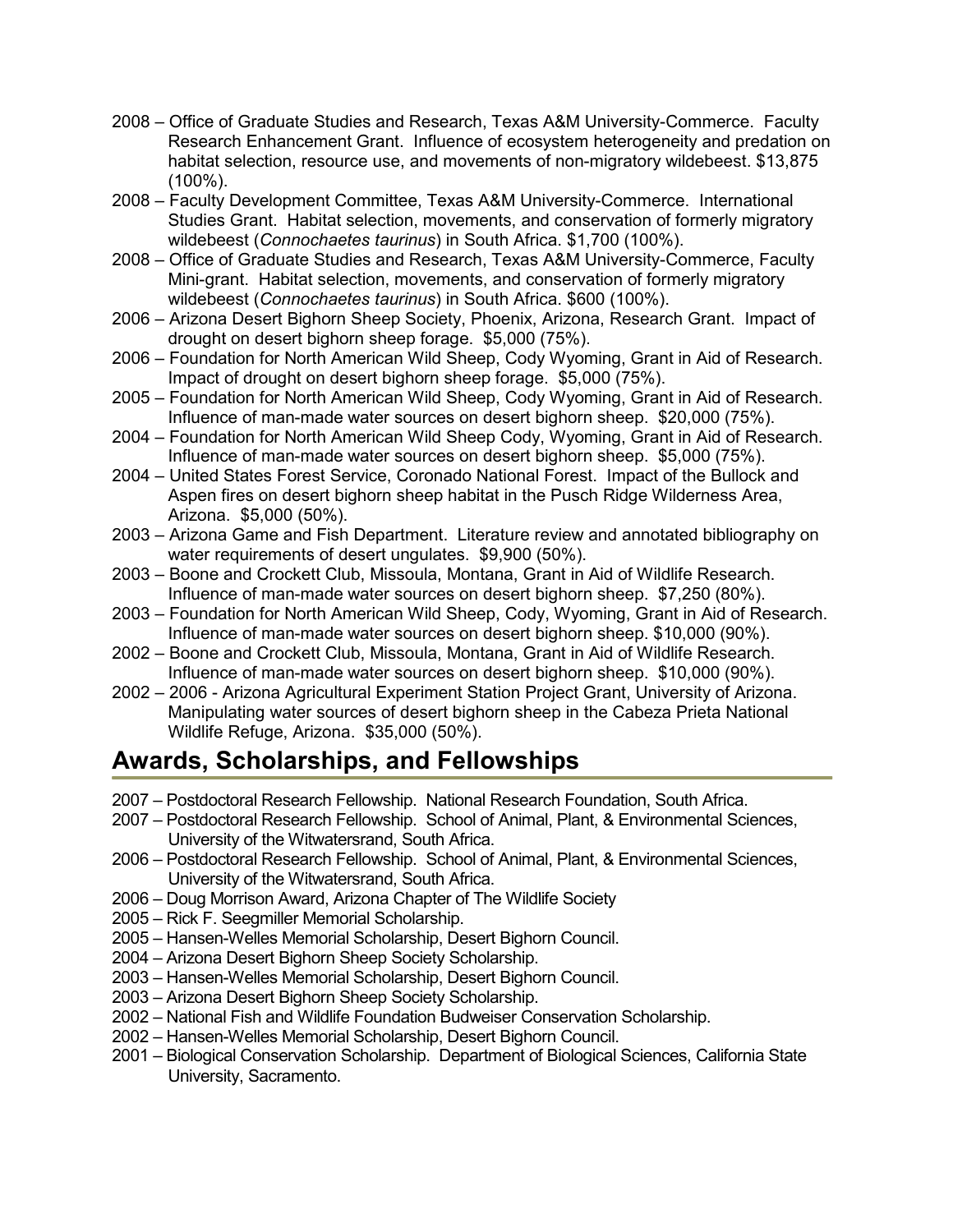- 2008 – Office of Graduate Studies and Research, Texas A&M University-Commerce. Faculty Research Enhancement Grant. Influence of ecosystem heterogeneity and predation on habitat selection, resource use, and movements of non-migratory wildebeest. $13,875 (100%).
- 2008 – Faculty Development Committee, Texas A&M University-Commerce. International Studies Grant. Habitat selection, movements, and conservation of formerly migratory wildebeest (*Connochaetes taurinus*) in South Africa. $1,700 (100%).
- 2008 – Office of Graduate Studies and Research, Texas A&M University-Commerce, Faculty Mini-grant. Habitat selection, movements, and conservation of formerly migratory wildebeest (*Connochaetes taurinus*) in South Africa. $600 (100%).
- 2006 – Arizona Desert Bighorn Sheep Society, Phoenix, Arizona, Research Grant. Impact of drought on desert bighorn sheep forage. $5,000 (75%).
- 2006 – Foundation for North American Wild Sheep, Cody Wyoming, Grant in Aid of Research. Impact of drought on desert bighorn sheep forage. $5,000 (75%).
- 2005 – Foundation for North American Wild Sheep, Cody Wyoming, Grant in Aid of Research. Influence of man-made water sources on desert bighorn sheep. $20,000 (75%).
- 2004 – Foundation for North American Wild Sheep Cody, Wyoming, Grant in Aid of Research. Influence of man-made water sources on desert bighorn sheep. $5,000 (75%).
- 2004 – United States Forest Service, Coronado National Forest. Impact of the Bullock and Aspen fires on desert bighorn sheep habitat in the Pusch Ridge Wilderness Area, Arizona. $5,000 (50%).
- 2003 – Arizona Game and Fish Department. Literature review and annotated bibliography on water requirements of desert ungulates. $9,900 (50%).
- 2003 – Boone and Crockett Club, Missoula, Montana, Grant in Aid of Wildlife Research. Influence of man-made water sources on desert bighorn sheep. $7,250 (80%).
- 2003 – Foundation for North American Wild Sheep, Cody, Wyoming, Grant in Aid of Research. Influence of man-made water sources on desert bighorn sheep. $10,000 (90%).
- 2002 – Boone and Crockett Club, Missoula, Montana, Grant in Aid of Wildlife Research. Influence of man-made water sources on desert bighorn sheep. $10,000 (90%).
- 2002 – 2006 - Arizona Agricultural Experiment Station Project Grant, University of Arizona. Manipulating water sources of desert bighorn sheep in the Cabeza Prieta National Wildlife Refuge, Arizona. $35,000 (50%).

## Awards, Scholarships, and Fellowships

- 2007 – Postdoctoral Research Fellowship. National Research Foundation, South Africa.
- 2007 – Postdoctoral Research Fellowship. School of Animal, Plant, & Environmental Sciences, University of the Witwatersrand, South Africa.
- 2006 – Postdoctoral Research Fellowship. School of Animal, Plant, & Environmental Sciences, University of the Witwatersrand, South Africa.
- 2006 – Doug Morrison Award, Arizona Chapter of The Wildlife Society
- 2005 – Rick F. Seegmiller Memorial Scholarship.
- 2005 – Hansen-Welles Memorial Scholarship, Desert Bighorn Council.
- 2004 – Arizona Desert Bighorn Sheep Society Scholarship.
- 2003 – Hansen-Welles Memorial Scholarship, Desert Bighorn Council.
- 2003 – Arizona Desert Bighorn Sheep Society Scholarship.
- 2002 – National Fish and Wildlife Foundation Budweiser Conservation Scholarship.
- 2002 – Hansen-Welles Memorial Scholarship, Desert Bighorn Council.
- 2001 – Biological Conservation Scholarship. Department of Biological Sciences, California State University, Sacramento.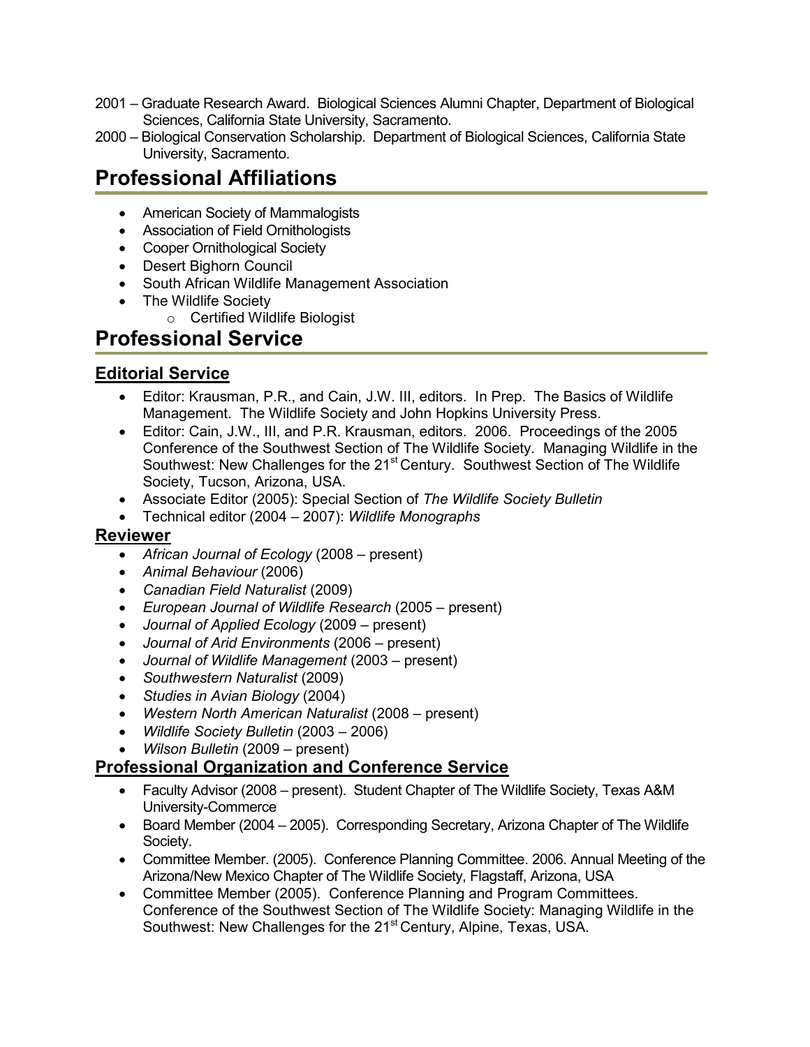2001 – Graduate Research Award. Biological Sciences Alumni Chapter, Department of Biological Sciences, California State University, Sacramento.

2000 – Biological Conservation Scholarship. Department of Biological Sciences, California State University, Sacramento.

# Professional Affiliations

- American Society of Mammalogists
- Association of Field Ornithologists
- Cooper Ornithological Society
- Desert Bighorn Council
- South African Wildlife Management Association
- The Wildlife Society
  - Certified Wildlife Biologist

# Professional Service

## Editorial Service

- Editor: Krausman, P.R., and Cain, J.W. III, editors. In Prep. The Basics of Wildlife Management. The Wildlife Society and John Hopkins University Press.
- Editor: Cain, J.W., III, and P.R. Krausman, editors. 2006. Proceedings of the 2005 Conference of the Southwest Section of The Wildlife Society. Managing Wildlife in the Southwest: New Challenges for the 21st Century. Southwest Section of The Wildlife Society, Tucson, Arizona, USA.
- Associate Editor (2005): Special Section of *The Wildlife Society Bulletin*
- Technical editor (2004 – 2007): *Wildlife Monographs*

## Reviewer

- *African Journal of Ecology* (2008 – present)
- *Animal Behaviour* (2006)
- *Canadian Field Naturalist* (2009)
- *European Journal of Wildlife Research* (2005 – present)
- *Journal of Applied Ecology* (2009 – present)
- *Journal of Arid Environments* (2006 – present)
- *Journal of Wildlife Management* (2003 – present)
- *Southwestern Naturalist* (2009)
- *Studies in Avian Biology* (2004)
- *Western North American Naturalist* (2008 – present)
- *Wildlife Society Bulletin* (2003 – 2006)
- *Wilson Bulletin* (2009 – present)

## Professional Organization and Conference Service

- Faculty Advisor (2008 – present). Student Chapter of The Wildlife Society, Texas A&M University-Commerce
- Board Member (2004 – 2005). Corresponding Secretary, Arizona Chapter of The Wildlife Society.
- Committee Member. (2005). Conference Planning Committee. 2006. Annual Meeting of the Arizona/New Mexico Chapter of The Wildlife Society, Flagstaff, Arizona, USA
- Committee Member (2005). Conference Planning and Program Committees. Conference of the Southwest Section of The Wildlife Society: Managing Wildlife in the Southwest: New Challenges for the 21st Century, Alpine, Texas, USA.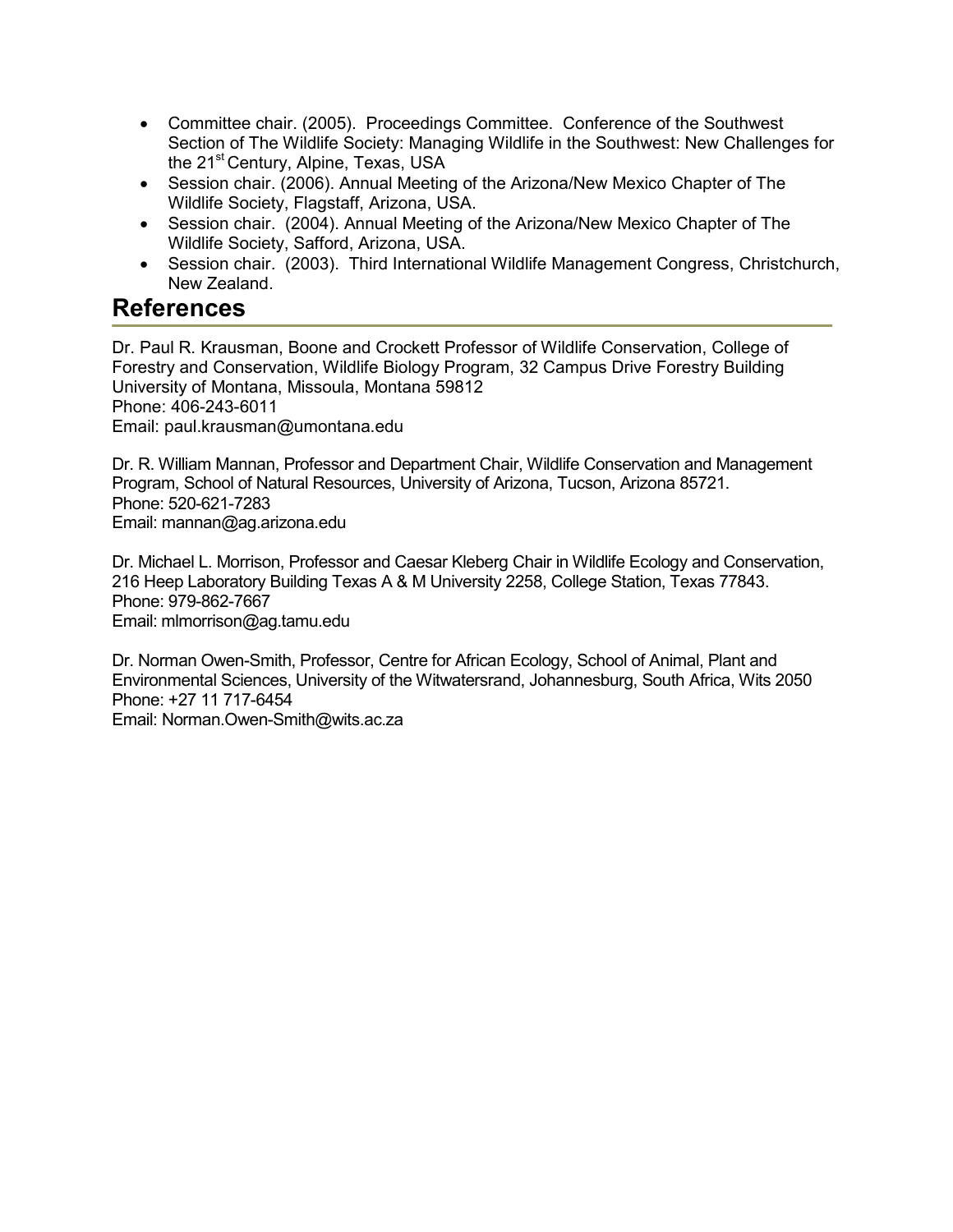- Committee chair. (2005). Proceedings Committee. Conference of the Southwest Section of The Wildlife Society: Managing Wildlife in the Southwest: New Challenges for the 21st Century, Alpine, Texas, USA
- Session chair. (2006). Annual Meeting of the Arizona/New Mexico Chapter of The Wildlife Society, Flagstaff, Arizona, USA.
- Session chair. (2004). Annual Meeting of the Arizona/New Mexico Chapter of The Wildlife Society, Safford, Arizona, USA.
- Session chair. (2003). Third International Wildlife Management Congress, Christchurch, New Zealand.

## References

Dr. Paul R. Krausman, Boone and Crockett Professor of Wildlife Conservation, College of Forestry and Conservation, Wildlife Biology Program, 32 Campus Drive Forestry Building University of Montana, Missoula, Montana 59812
Phone: 406-243-6011
Email: paul.krausman@umontana.edu

Dr. R. William Mannan, Professor and Department Chair, Wildlife Conservation and Management Program, School of Natural Resources, University of Arizona, Tucson, Arizona 85721.
Phone: 520-621-7283
Email: mannan@ag.arizona.edu

Dr. Michael L. Morrison, Professor and Caesar Kleberg Chair in Wildlife Ecology and Conservation, 216 Heep Laboratory Building Texas A & M University 2258, College Station, Texas 77843.
Phone: 979-862-7667
Email: mlmorrison@ag.tamu.edu

Dr. Norman Owen-Smith, Professor, Centre for African Ecology, School of Animal, Plant and Environmental Sciences, University of the Witwatersrand, Johannesburg, South Africa, Wits 2050
Phone: +27 11 717-6454
Email: Norman.Owen-Smith@wits.ac.za